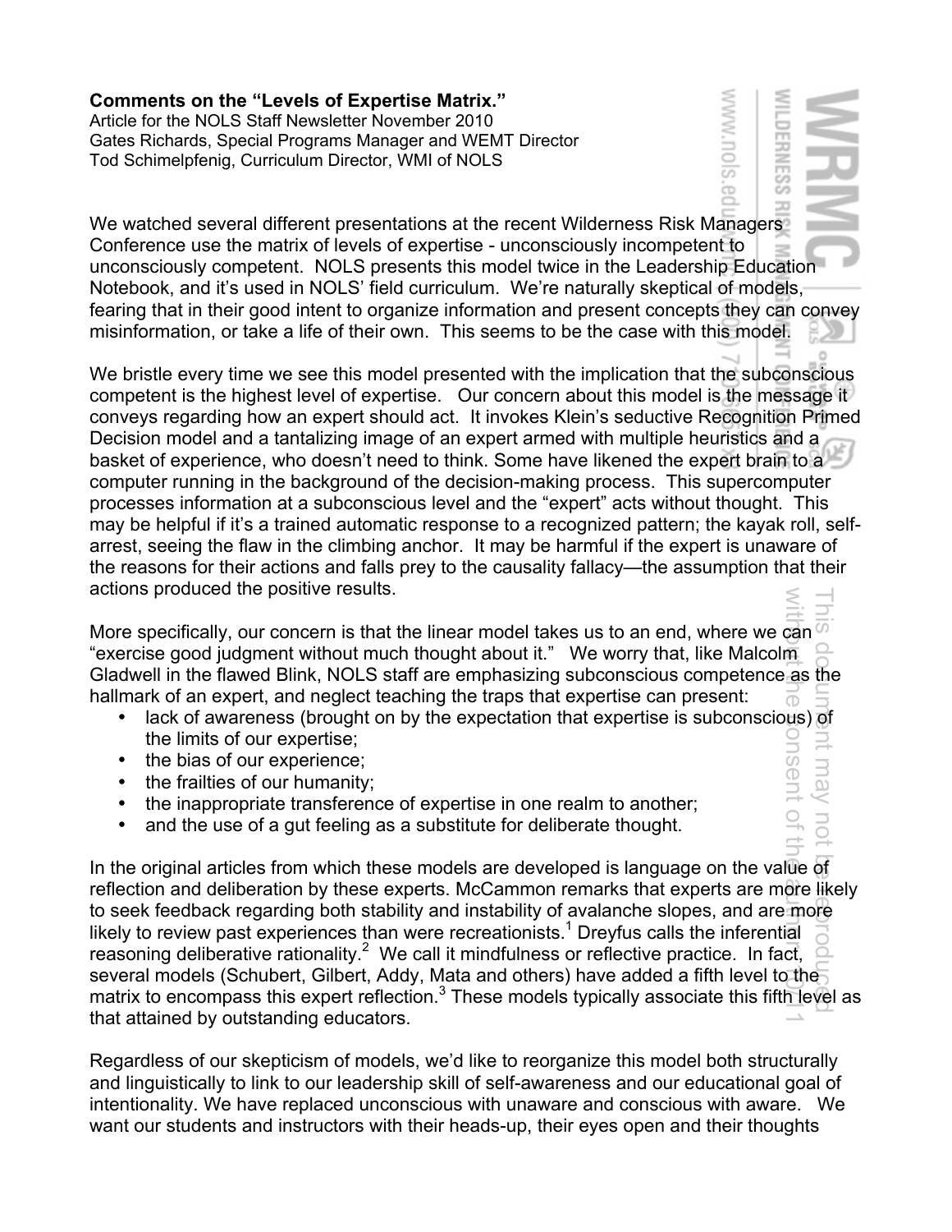**Comments on the "Levels of Expertise Matrix."**

Article for the NOLS Staff Newsletter November 2010
Gates Richards, Special Programs Manager and WEMT Director
Tod Schimelpfenig, Curriculum Director, WMI of NOLS

We watched several different presentations at the recent Wilderness Risk Managers Conference use the matrix of levels of expertise - unconsciously incompetent to unconsciously competent. NOLS presents this model twice in the Leadership Education Notebook, and it's used in NOLS' field curriculum. We're naturally skeptical of models, fearing that in their good intent to organize information and present concepts they can convey misinformation, or take a life of their own. This seems to be the case with this model.

We bristle every time we see this model presented with the implication that the subconscious competent is the highest level of expertise. Our concern about this model is the message it conveys regarding how an expert should act. It invokes Klein's seductive Recognition Primed Decision model and a tantalizing image of an expert armed with multiple heuristics and a basket of experience, who doesn't need to think. Some have likened the expert brain to a computer running in the background of the decision-making process. This supercomputer processes information at a subconscious level and the "expert" acts without thought. This may be helpful if it's a trained automatic response to a recognized pattern; the kayak roll, self-arrest, seeing the flaw in the climbing anchor. It may be harmful if the expert is unaware of the reasons for their actions and falls prey to the causality fallacy—the assumption that their actions produced the positive results.

More specifically, our concern is that the linear model takes us to an end, where we can "exercise good judgment without much thought about it." We worry that, like Malcolm Gladwell in the flawed Blink, NOLS staff are emphasizing subconscious competence as the hallmark of an expert, and neglect teaching the traps that expertise can present:

- lack of awareness (brought on by the expectation that expertise is subconscious) of the limits of our expertise;
- the bias of our experience;
- the frailties of our humanity;
- the inappropriate transference of expertise in one realm to another;
- and the use of a gut feeling as a substitute for deliberate thought.

In the original articles from which these models are developed is language on the value of reflection and deliberation by these experts. McCammon remarks that experts are more likely to seek feedback regarding both stability and instability of avalanche slopes, and are more likely to review past experiences than were recreationists.[1] Dreyfus calls the inferential reasoning deliberative rationality.[2] We call it mindfulness or reflective practice. In fact, several models (Schubert, Gilbert, Addy, Mata and others) have added a fifth level to the matrix to encompass this expert reflection.[3] These models typically associate this fifth level as that attained by outstanding educators.

Regardless of our skepticism of models, we'd like to reorganize this model both structurally and linguistically to link to our leadership skill of self-awareness and our educational goal of intentionality. We have replaced unconscious with unaware and conscious with aware. We want our students and instructors with their heads-up, their eyes open and their thoughts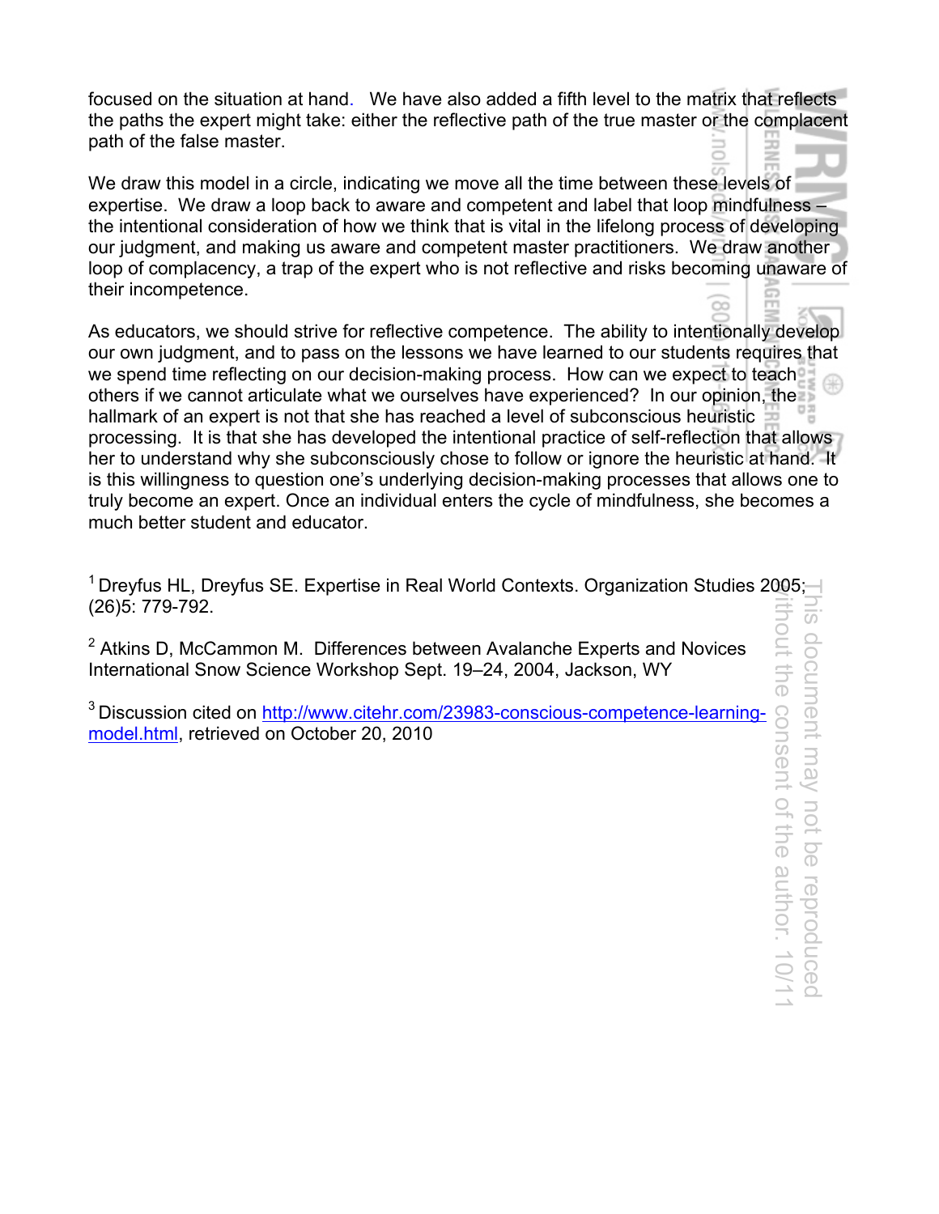focused on the situation at hand. We have also added a fifth level to the matrix that reflects the paths the expert might take: either the reflective path of the true master or the complacent path of the false master.

We draw this model in a circle, indicating we move all the time between these levels of expertise. We draw a loop back to aware and competent and label that loop mindfulness – the intentional consideration of how we think that is vital in the lifelong process of developing our judgment, and making us aware and competent master practitioners. We draw another loop of complacency, a trap of the expert who is not reflective and risks becoming unaware of their incompetence.

As educators, we should strive for reflective competence. The ability to intentionally develop our own judgment, and to pass on the lessons we have learned to our students requires that we spend time reflecting on our decision-making process. How can we expect to teach others if we cannot articulate what we ourselves have experienced? In our opinion, the hallmark of an expert is not that she has reached a level of subconscious heuristic processing. It is that she has developed the intentional practice of self-reflection that allows her to understand why she subconsciously chose to follow or ignore the heuristic at hand. It is this willingness to question one's underlying decision-making processes that allows one to truly become an expert. Once an individual enters the cycle of mindfulness, she becomes a much better student and educator.

[1] Dreyfus HL, Dreyfus SE. Expertise in Real World Contexts. Organization Studies 2005; (26)5: 779-792.

[2] Atkins D, McCammon M. Differences between Avalanche Experts and Novices International Snow Science Workshop Sept. 19–24, 2004, Jackson, WY

[3] Discussion cited on http://www.citehr.com/23983-conscious-competence-learning-model.html, retrieved on October 20, 2010

This document may not be reproduced without the consent of the author. 10/11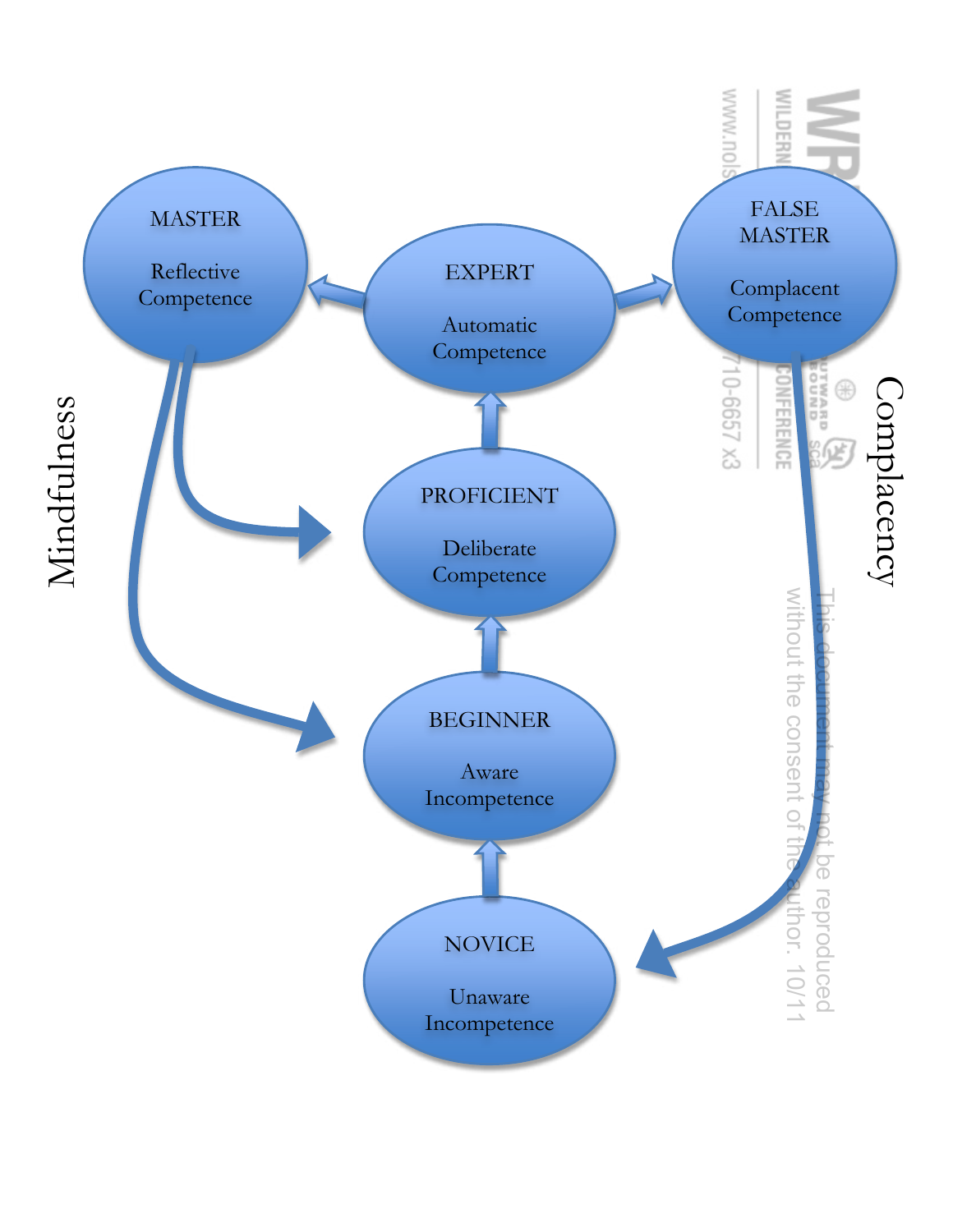MASTER

Reflective Competence

EXPERT

Automatic Competence

FALSE MASTER

Complacent Competence

PROFICIENT

Deliberate Competence

BEGINNER

Aware Incompetence

NOVICE

Unaware Incompetence

Mindfulness

Complacency

This document may not be reproduced without the consent of the author. 10/11